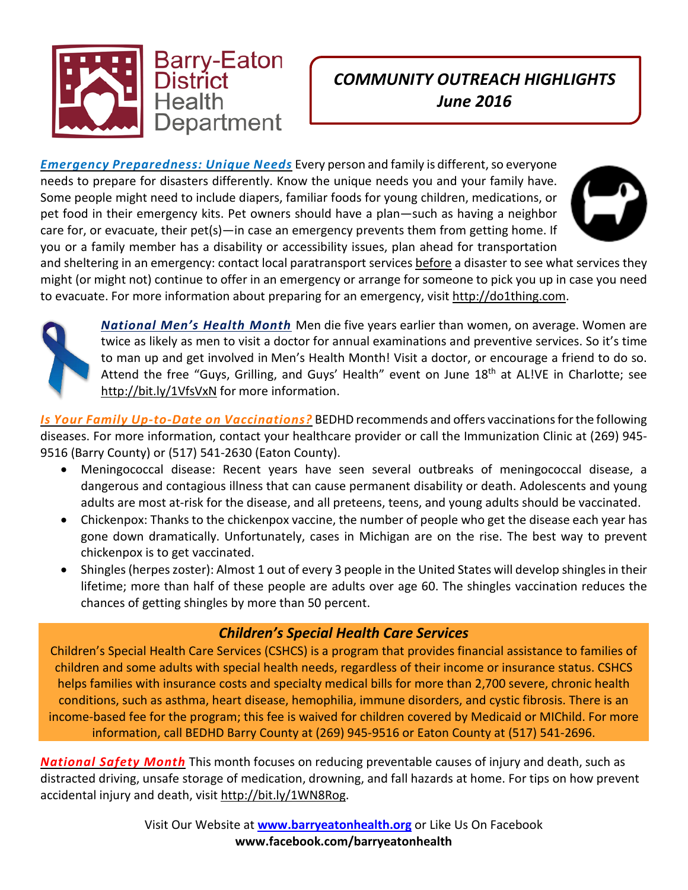Barry-Eaton District Health Department

# COMMUNITY OUTREACH HIGHLIGHTS
## June 2016

***Emergency Preparedness: Unique Needs*** Every person and family is different, so everyone needs to prepare for disasters differently. Know the unique needs you and your family have. Some people might need to include diapers, familiar foods for young children, medications, or pet food in their emergency kits. Pet owners should have a plan—such as having a neighbor care for, or evacuate, their pet(s)—in case an emergency prevents them from getting home. If you or a family member has a disability or accessibility issues, plan ahead for transportation and sheltering in an emergency: contact local paratransport services before a disaster to see what services they might (or might not) continue to offer in an emergency or arrange for someone to pick you up in case you need to evacuate. For more information about preparing for an emergency, visit http://do1thing.com.

***National Men's Health Month*** Men die five years earlier than women, on average. Women are twice as likely as men to visit a doctor for annual examinations and preventive services. So it's time to man up and get involved in Men's Health Month! Visit a doctor, or encourage a friend to do so. Attend the free "Guys, Grilling, and Guys' Health" event on June 18th at AL!VE in Charlotte; see http://bit.ly/1VfsVxN for more information.

***Is Your Family Up-to-Date on Vaccinations?*** BEDHD recommends and offers vaccinations for the following diseases. For more information, contact your healthcare provider or call the Immunization Clinic at (269) 945-9516 (Barry County) or (517) 541-2630 (Eaton County).

- Meningococcal disease: Recent years have seen several outbreaks of meningococcal disease, a dangerous and contagious illness that can cause permanent disability or death. Adolescents and young adults are most at-risk for the disease, and all preteens, teens, and young adults should be vaccinated.
- Chickenpox: Thanks to the chickenpox vaccine, the number of people who get the disease each year has gone down dramatically. Unfortunately, cases in Michigan are on the rise. The best way to prevent chickenpox is to get vaccinated.
- Shingles (herpes zoster): Almost 1 out of every 3 people in the United States will develop shingles in their lifetime; more than half of these people are adults over age 60. The shingles vaccination reduces the chances of getting shingles by more than 50 percent.

### *Children's Special Health Care Services*

Children's Special Health Care Services (CSHCS) is a program that provides financial assistance to families of children and some adults with special health needs, regardless of their income or insurance status. CSHCS helps families with insurance costs and specialty medical bills for more than 2,700 severe, chronic health conditions, such as asthma, heart disease, hemophilia, immune disorders, and cystic fibrosis. There is an income-based fee for the program; this fee is waived for children covered by Medicaid or MIChild. For more information, call BEDHD Barry County at (269) 945-9516 or Eaton County at (517) 541-2696.

***National Safety Month*** This month focuses on reducing preventable causes of injury and death, such as distracted driving, unsafe storage of medication, drowning, and fall hazards at home. For tips on how prevent accidental injury and death, visit http://bit.ly/1WN8Rog.

Visit Our Website at **www.barryeatonhealth.org** or Like Us On Facebook
**www.facebook.com/barryeatonhealth**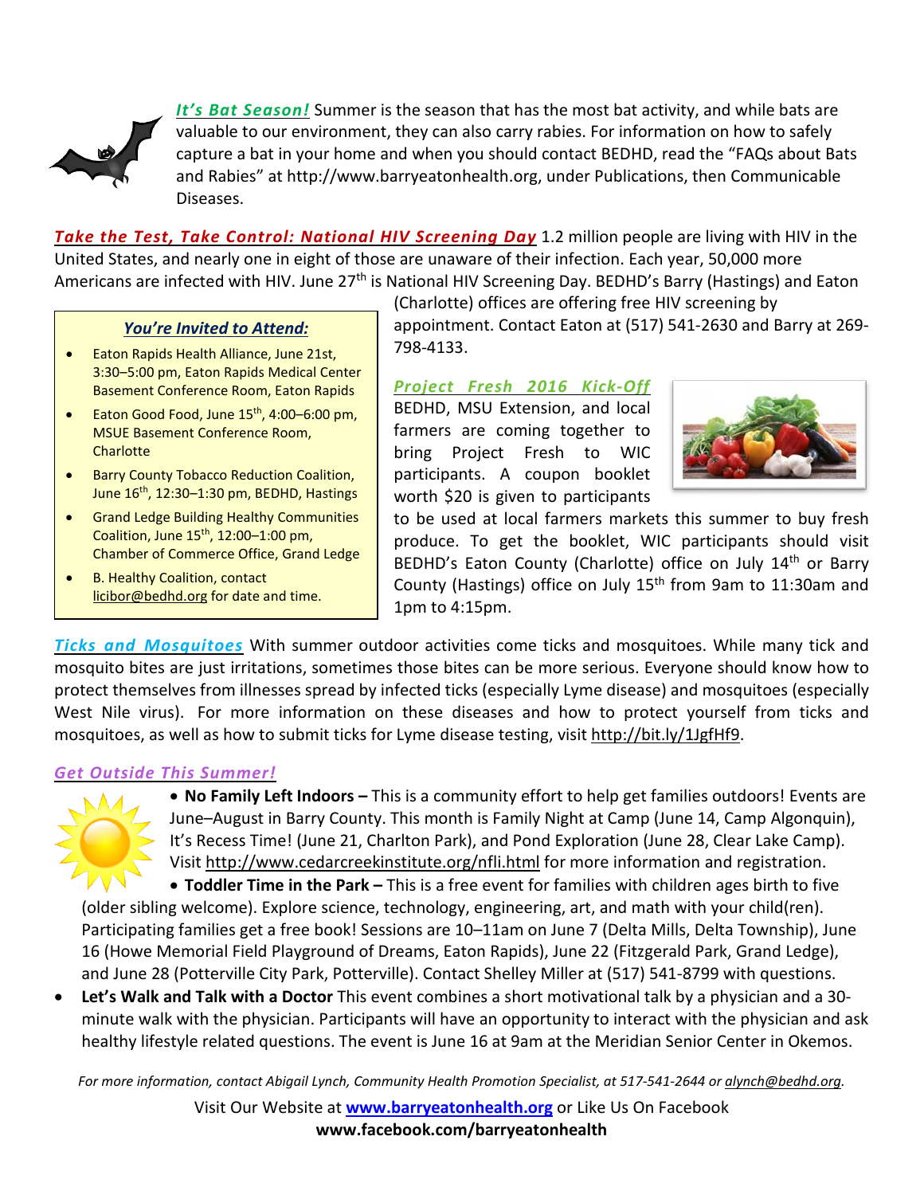***It's Bat Season!*** Summer is the season that has the most bat activity, and while bats are valuable to our environment, they can also carry rabies. For information on how to safely capture a bat in your home and when you should contact BEDHD, read the "FAQs about Bats and Rabies" at http://www.barryeatonhealth.org, under Publications, then Communicable Diseases.

***Take the Test, Take Control: National HIV Screening Day*** 1.2 million people are living with HIV in the United States, and nearly one in eight of those are unaware of their infection. Each year, 50,000 more Americans are infected with HIV. June 27th is National HIV Screening Day. BEDHD's Barry (Hastings) and Eaton (Charlotte) offices are offering free HIV screening by appointment. Contact Eaton at (517) 541-2630 and Barry at 269-798-4133.

***You're Invited to Attend:***

- Eaton Rapids Health Alliance, June 21st, 3:30–5:00 pm, Eaton Rapids Medical Center Basement Conference Room, Eaton Rapids
- Eaton Good Food, June 15th, 4:00–6:00 pm, MSUE Basement Conference Room, Charlotte
- Barry County Tobacco Reduction Coalition, June 16th, 12:30–1:30 pm, BEDHD, Hastings
- Grand Ledge Building Healthy Communities Coalition, June 15th, 12:00–1:00 pm, Chamber of Commerce Office, Grand Ledge
- B. Healthy Coalition, contact licibor@bedhd.org for date and time.

***Project Fresh 2016 Kick-Off*** BEDHD, MSU Extension, and local farmers are coming together to bring Project Fresh to WIC participants. A coupon booklet worth $20 is given to participants to be used at local farmers markets this summer to buy fresh produce. To get the booklet, WIC participants should visit BEDHD's Eaton County (Charlotte) office on July 14th or Barry County (Hastings) office on July 15th from 9am to 11:30am and 1pm to 4:15pm.

***Ticks and Mosquitoes*** With summer outdoor activities come ticks and mosquitoes. While many tick and mosquito bites are just irritations, sometimes those bites can be more serious. Everyone should know how to protect themselves from illnesses spread by infected ticks (especially Lyme disease) and mosquitoes (especially West Nile virus). For more information on these diseases and how to protect yourself from ticks and mosquitoes, as well as how to submit ticks for Lyme disease testing, visit http://bit.ly/1JgfHf9.

***Get Outside This Summer!***

- **No Family Left Indoors –** This is a community effort to help get families outdoors! Events are June–August in Barry County. This month is Family Night at Camp (June 14, Camp Algonquin), It's Recess Time! (June 21, Charlton Park), and Pond Exploration (June 28, Clear Lake Camp). Visit http://www.cedarcreekinstitute.org/nfli.html for more information and registration.
- **Toddler Time in the Park –** This is a free event for families with children ages birth to five (older sibling welcome). Explore science, technology, engineering, art, and math with your child(ren). Participating families get a free book! Sessions are 10–11am on June 7 (Delta Mills, Delta Township), June 16 (Howe Memorial Field Playground of Dreams, Eaton Rapids), June 22 (Fitzgerald Park, Grand Ledge), and June 28 (Potterville City Park, Potterville). Contact Shelley Miller at (517) 541-8799 with questions.
- **Let's Walk and Talk with a Doctor** This event combines a short motivational talk by a physician and a 30-minute walk with the physician. Participants will have an opportunity to interact with the physician and ask healthy lifestyle related questions. The event is June 16 at 9am at the Meridian Senior Center in Okemos.

*For more information, contact Abigail Lynch, Community Health Promotion Specialist, at 517-541-2644 or alynch@bedhd.org.*

Visit Our Website at **www.barryeatonhealth.org** or Like Us On Facebook
**www.facebook.com/barryeatonhealth**